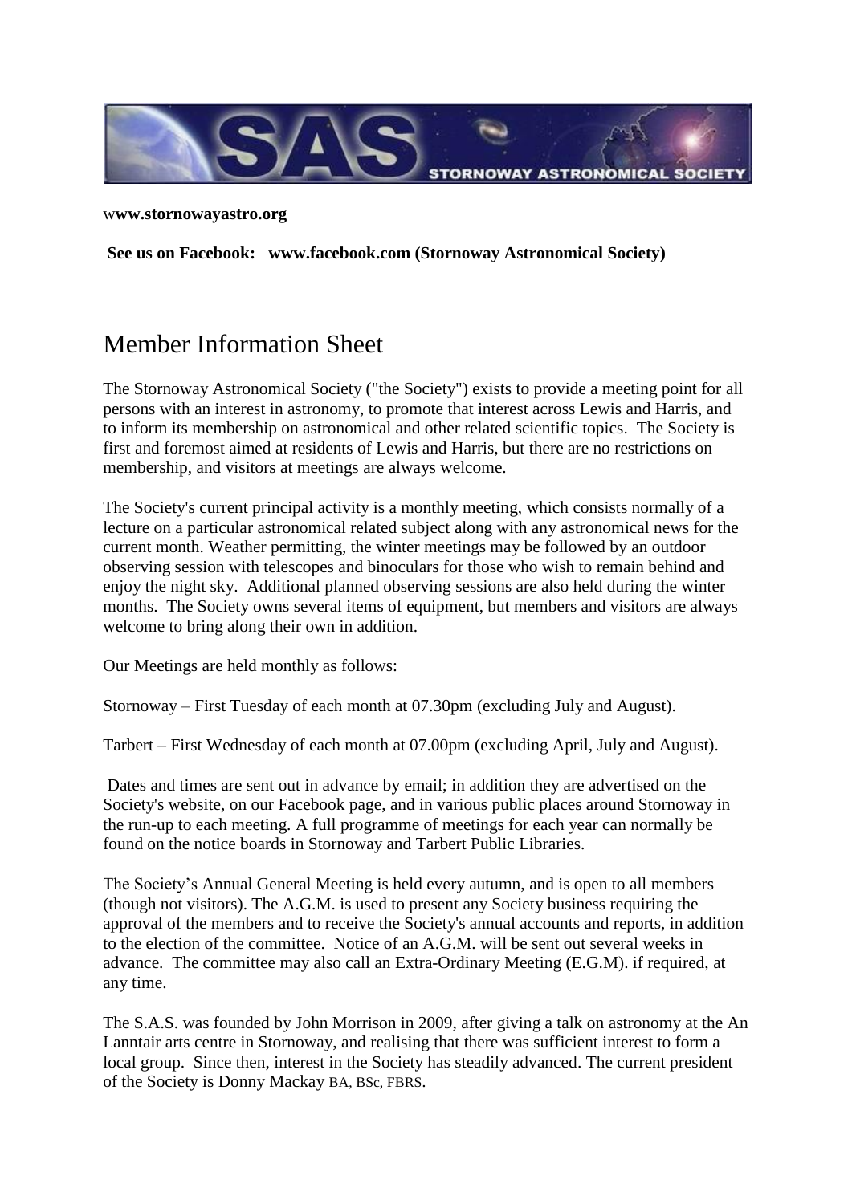**www.stornowayastro.org**

**See us on Facebook: www.facebook.com (Stornoway Astronomical Society)**

# Member Information Sheet

The Stornoway Astronomical Society ("the Society") exists to provide a meeting point for all persons with an interest in astronomy, to promote that interest across Lewis and Harris, and to inform its membership on astronomical and other related scientific topics. The Society is first and foremost aimed at residents of Lewis and Harris, but there are no restrictions on membership, and visitors at meetings are always welcome.

The Society's current principal activity is a monthly meeting, which consists normally of a lecture on a particular astronomical related subject along with any astronomical news for the current month. Weather permitting, the winter meetings may be followed by an outdoor observing session with telescopes and binoculars for those who wish to remain behind and enjoy the night sky. Additional planned observing sessions are also held during the winter months. The Society owns several items of equipment, but members and visitors are always welcome to bring along their own in addition.

Our Meetings are held monthly as follows:

Stornoway – First Tuesday of each month at 07.30pm (excluding July and August).

Tarbert – First Wednesday of each month at 07.00pm (excluding April, July and August).

Dates and times are sent out in advance by email; in addition they are advertised on the Society's website, on our Facebook page, and in various public places around Stornoway in the run-up to each meeting. A full programme of meetings for each year can normally be found on the notice boards in Stornoway and Tarbert Public Libraries.

The Society's Annual General Meeting is held every autumn, and is open to all members (though not visitors). The A.G.M. is used to present any Society business requiring the approval of the members and to receive the Society's annual accounts and reports, in addition to the election of the committee. Notice of an A.G.M. will be sent out several weeks in advance. The committee may also call an Extra-Ordinary Meeting (E.G.M). if required, at any time.

The S.A.S. was founded by John Morrison in 2009, after giving a talk on astronomy at the An Lanntair arts centre in Stornoway, and realising that there was sufficient interest to form a local group. Since then, interest in the Society has steadily advanced. The current president of the Society is Donny Mackay BA, BSc, FBRS.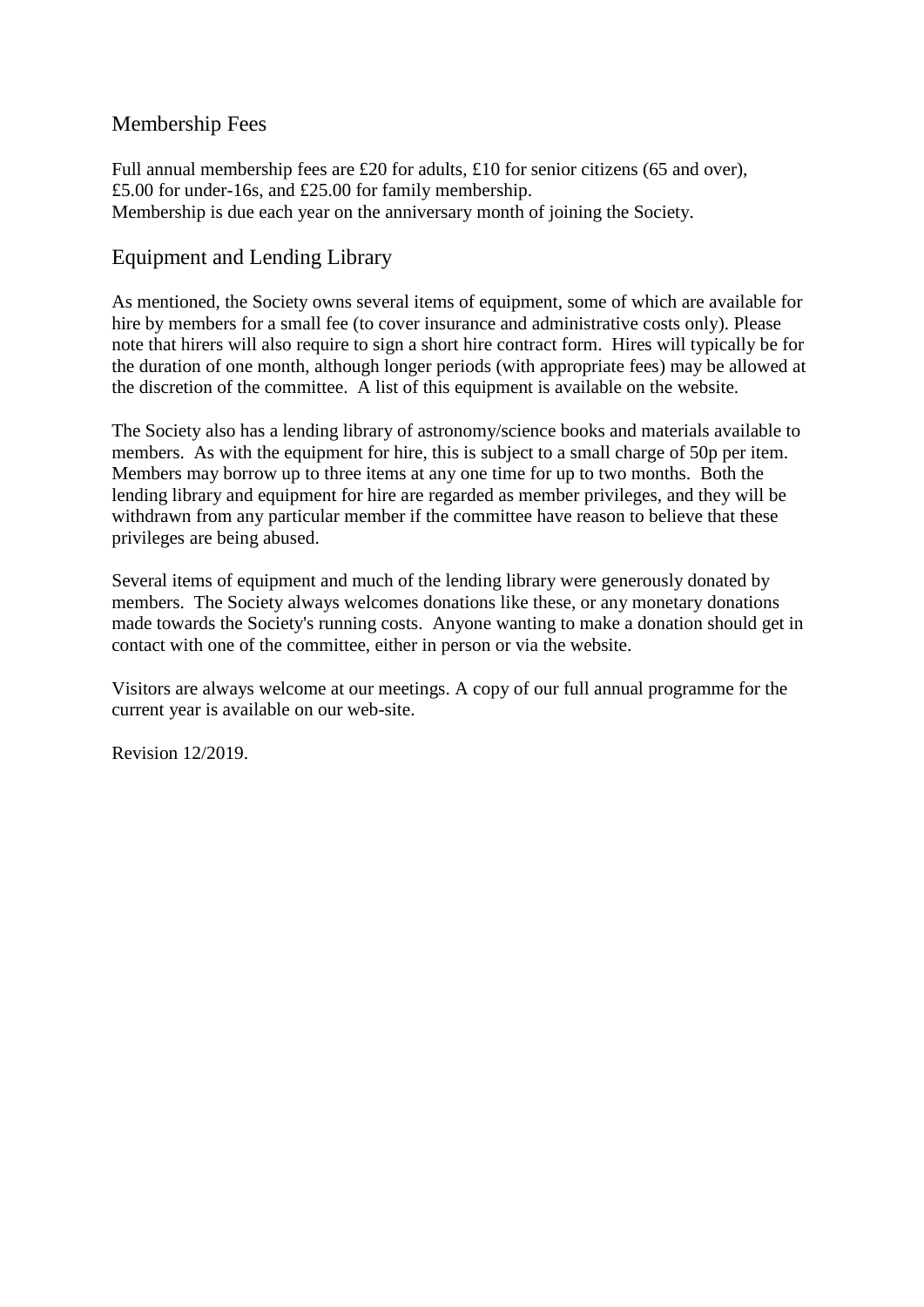## Membership Fees

Full annual membership fees are £20 for adults, £10 for senior citizens (65 and over), £5.00 for under-16s, and £25.00 for family membership.
Membership is due each year on the anniversary month of joining the Society.

## Equipment and Lending Library

As mentioned, the Society owns several items of equipment, some of which are available for hire by members for a small fee (to cover insurance and administrative costs only). Please note that hirers will also require to sign a short hire contract form. Hires will typically be for the duration of one month, although longer periods (with appropriate fees) may be allowed at the discretion of the committee. A list of this equipment is available on the website.

The Society also has a lending library of astronomy/science books and materials available to members. As with the equipment for hire, this is subject to a small charge of 50p per item. Members may borrow up to three items at any one time for up to two months. Both the lending library and equipment for hire are regarded as member privileges, and they will be withdrawn from any particular member if the committee have reason to believe that these privileges are being abused.

Several items of equipment and much of the lending library were generously donated by members. The Society always welcomes donations like these, or any monetary donations made towards the Society's running costs. Anyone wanting to make a donation should get in contact with one of the committee, either in person or via the website.

Visitors are always welcome at our meetings. A copy of our full annual programme for the current year is available on our web-site.

Revision 12/2019.